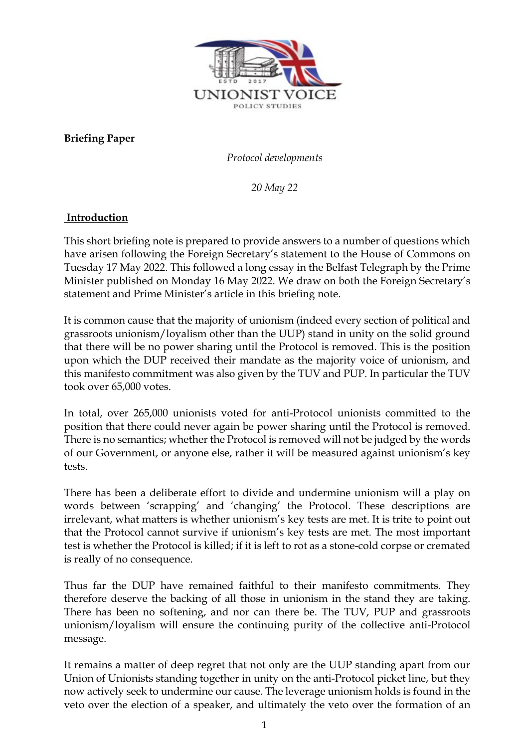UNIONIST VOICE
POLICY STUDIES

**Briefing Paper**

*Protocol developments*

*20 May 22*

## Introduction

This short briefing note is prepared to provide answers to a number of questions which have arisen following the Foreign Secretary's statement to the House of Commons on Tuesday 17 May 2022. This followed a long essay in the Belfast Telegraph by the Prime Minister published on Monday 16 May 2022. We draw on both the Foreign Secretary's statement and Prime Minister's article in this briefing note.

It is common cause that the majority of unionism (indeed every section of political and grassroots unionism/loyalism other than the UUP) stand in unity on the solid ground that there will be no power sharing until the Protocol is removed. This is the position upon which the DUP received their mandate as the majority voice of unionism, and this manifesto commitment was also given by the TUV and PUP. In particular the TUV took over 65,000 votes.

In total, over 265,000 unionists voted for anti-Protocol unionists committed to the position that there could never again be power sharing until the Protocol is removed. There is no semantics; whether the Protocol is removed will not be judged by the words of our Government, or anyone else, rather it will be measured against unionism's key tests.

There has been a deliberate effort to divide and undermine unionism will a play on words between 'scrapping' and 'changing' the Protocol. These descriptions are irrelevant, what matters is whether unionism's key tests are met. It is trite to point out that the Protocol cannot survive if unionism's key tests are met. The most important test is whether the Protocol is killed; if it is left to rot as a stone-cold corpse or cremated is really of no consequence.

Thus far the DUP have remained faithful to their manifesto commitments. They therefore deserve the backing of all those in unionism in the stand they are taking. There has been no softening, and nor can there be. The TUV, PUP and grassroots unionism/loyalism will ensure the continuing purity of the collective anti-Protocol message.

It remains a matter of deep regret that not only are the UUP standing apart from our Union of Unionists standing together in unity on the anti-Protocol picket line, but they now actively seek to undermine our cause. The leverage unionism holds is found in the veto over the election of a speaker, and ultimately the veto over the formation of an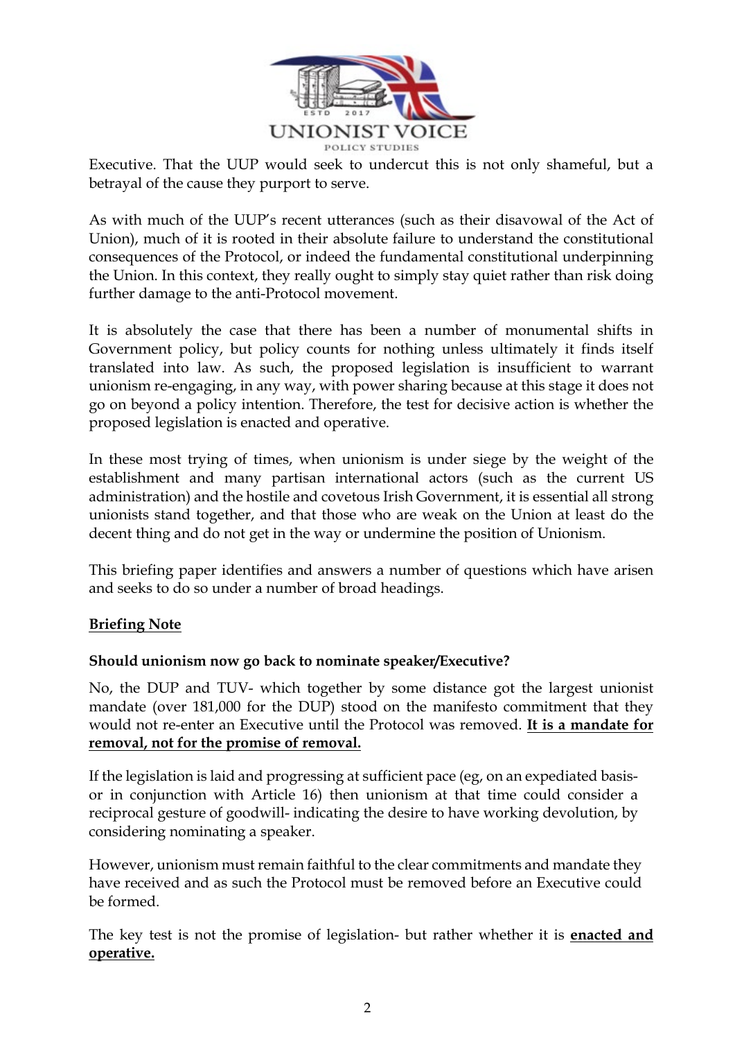Executive. That the UUP would seek to undercut this is not only shameful, but a betrayal of the cause they purport to serve.

As with much of the UUP's recent utterances (such as their disavowal of the Act of Union), much of it is rooted in their absolute failure to understand the constitutional consequences of the Protocol, or indeed the fundamental constitutional underpinning the Union. In this context, they really ought to simply stay quiet rather than risk doing further damage to the anti-Protocol movement.

It is absolutely the case that there has been a number of monumental shifts in Government policy, but policy counts for nothing unless ultimately it finds itself translated into law. As such, the proposed legislation is insufficient to warrant unionism re-engaging, in any way, with power sharing because at this stage it does not go on beyond a policy intention. Therefore, the test for decisive action is whether the proposed legislation is enacted and operative.

In these most trying of times, when unionism is under siege by the weight of the establishment and many partisan international actors (such as the current US administration) and the hostile and covetous Irish Government, it is essential all strong unionists stand together, and that those who are weak on the Union at least do the decent thing and do not get in the way or undermine the position of Unionism.

This briefing paper identifies and answers a number of questions which have arisen and seeks to do so under a number of broad headings.

## <u>Briefing Note</u>

### Should unionism now go back to nominate speaker/Executive?

No, the DUP and TUV- which together by some distance got the largest unionist mandate (over 181,000 for the DUP) stood on the manifesto commitment that they would not re-enter an Executive until the Protocol was removed. **<u>It is a mandate for removal, not for the promise of removal.</u>**

If the legislation is laid and progressing at sufficient pace (eg, on an expediated basis- or in conjunction with Article 16) then unionism at that time could consider a reciprocal gesture of goodwill- indicating the desire to have working devolution, by considering nominating a speaker.

However, unionism must remain faithful to the clear commitments and mandate they have received and as such the Protocol must be removed before an Executive could be formed.

The key test is not the promise of legislation- but rather whether it is **<u>enacted and operative.</u>**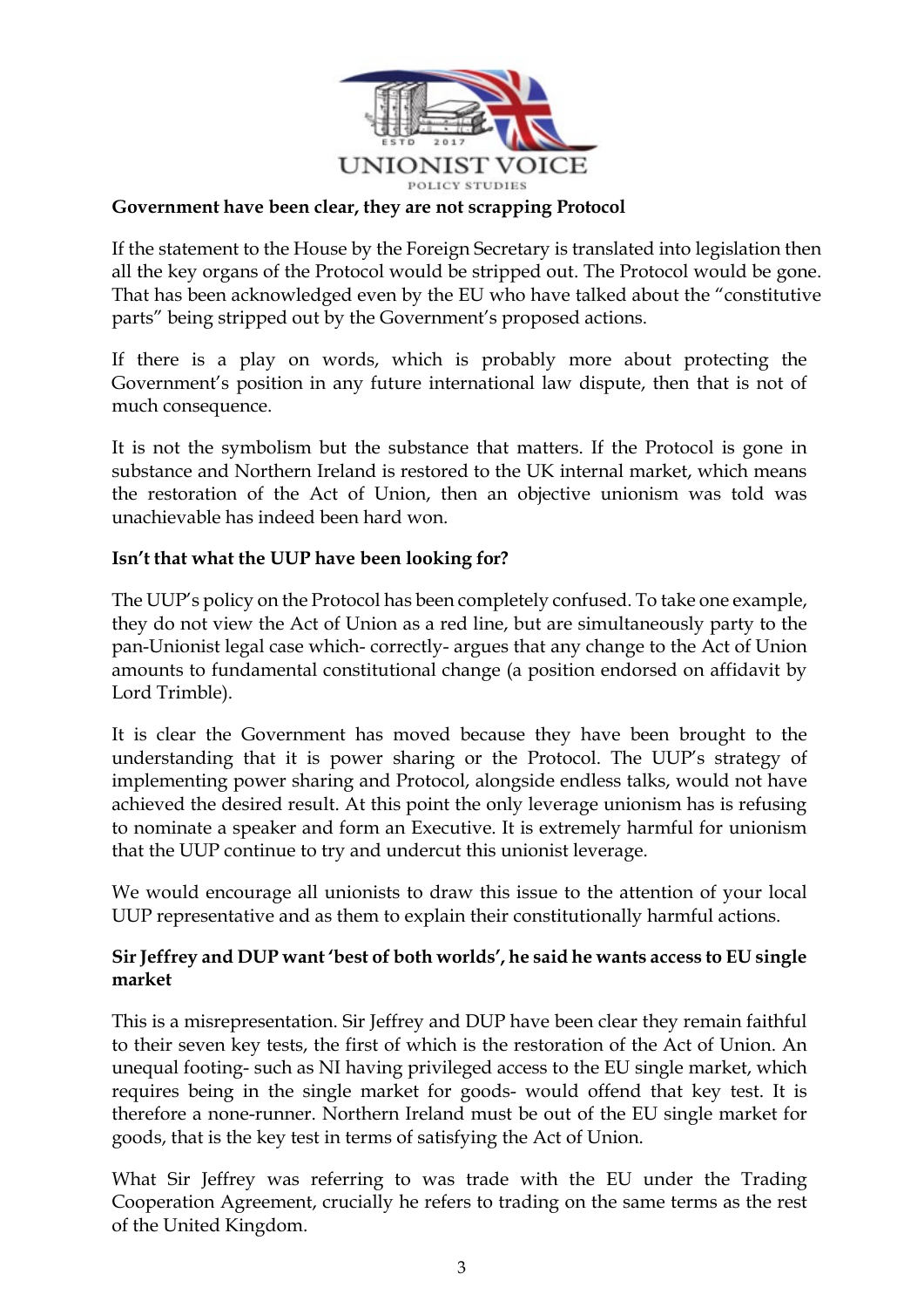**Government have been clear, they are not scrapping Protocol**

If the statement to the House by the Foreign Secretary is translated into legislation then all the key organs of the Protocol would be stripped out. The Protocol would be gone. That has been acknowledged even by the EU who have talked about the "constitutive parts" being stripped out by the Government's proposed actions.

If there is a play on words, which is probably more about protecting the Government's position in any future international law dispute, then that is not of much consequence.

It is not the symbolism but the substance that matters. If the Protocol is gone in substance and Northern Ireland is restored to the UK internal market, which means the restoration of the Act of Union, then an objective unionism was told was unachievable has indeed been hard won.

**Isn't that what the UUP have been looking for?**

The UUP's policy on the Protocol has been completely confused. To take one example, they do not view the Act of Union as a red line, but are simultaneously party to the pan-Unionist legal case which- correctly- argues that any change to the Act of Union amounts to fundamental constitutional change (a position endorsed on affidavit by Lord Trimble).

It is clear the Government has moved because they have been brought to the understanding that it is power sharing or the Protocol. The UUP's strategy of implementing power sharing and Protocol, alongside endless talks, would not have achieved the desired result. At this point the only leverage unionism has is refusing to nominate a speaker and form an Executive. It is extremely harmful for unionism that the UUP continue to try and undercut this unionist leverage.

We would encourage all unionists to draw this issue to the attention of your local UUP representative and as them to explain their constitutionally harmful actions.

**Sir Jeffrey and DUP want 'best of both worlds', he said he wants access to EU single market**

This is a misrepresentation. Sir Jeffrey and DUP have been clear they remain faithful to their seven key tests, the first of which is the restoration of the Act of Union. An unequal footing- such as NI having privileged access to the EU single market, which requires being in the single market for goods- would offend that key test. It is therefore a none-runner. Northern Ireland must be out of the EU single market for goods, that is the key test in terms of satisfying the Act of Union.

What Sir Jeffrey was referring to was trade with the EU under the Trading Cooperation Agreement, crucially he refers to trading on the same terms as the rest of the United Kingdom.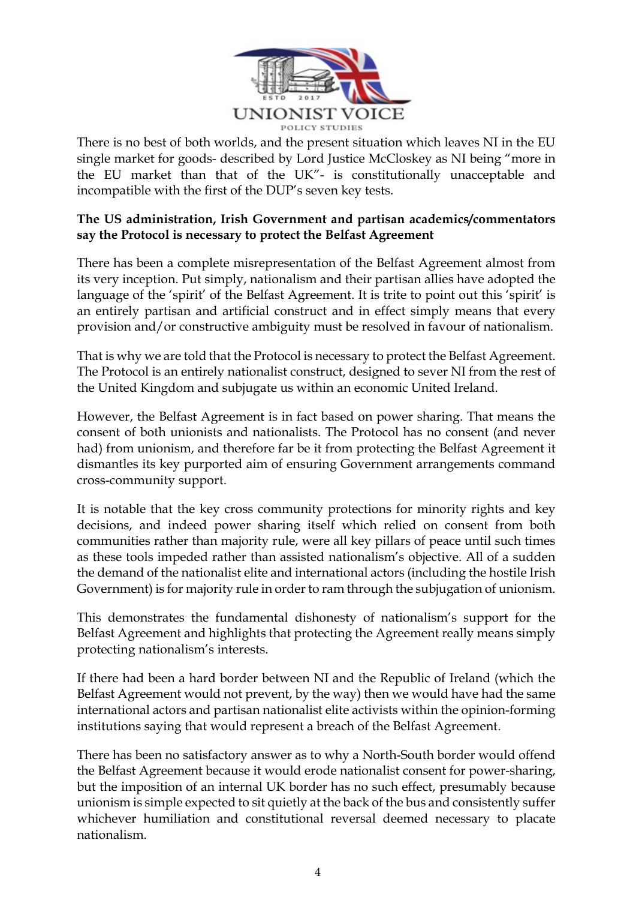There is no best of both worlds, and the present situation which leaves NI in the EU single market for goods- described by Lord Justice McCloskey as NI being "more in the EU market than that of the UK"- is constitutionally unacceptable and incompatible with the first of the DUP's seven key tests.

**The US administration, Irish Government and partisan academics/commentators say the Protocol is necessary to protect the Belfast Agreement**

There has been a complete misrepresentation of the Belfast Agreement almost from its very inception. Put simply, nationalism and their partisan allies have adopted the language of the 'spirit' of the Belfast Agreement. It is trite to point out this 'spirit' is an entirely partisan and artificial construct and in effect simply means that every provision and/or constructive ambiguity must be resolved in favour of nationalism.

That is why we are told that the Protocol is necessary to protect the Belfast Agreement. The Protocol is an entirely nationalist construct, designed to sever NI from the rest of the United Kingdom and subjugate us within an economic United Ireland.

However, the Belfast Agreement is in fact based on power sharing. That means the consent of both unionists and nationalists. The Protocol has no consent (and never had) from unionism, and therefore far be it from protecting the Belfast Agreement it dismantles its key purported aim of ensuring Government arrangements command cross-community support.

It is notable that the key cross community protections for minority rights and key decisions, and indeed power sharing itself which relied on consent from both communities rather than majority rule, were all key pillars of peace until such times as these tools impeded rather than assisted nationalism's objective. All of a sudden the demand of the nationalist elite and international actors (including the hostile Irish Government) is for majority rule in order to ram through the subjugation of unionism.

This demonstrates the fundamental dishonesty of nationalism's support for the Belfast Agreement and highlights that protecting the Agreement really means simply protecting nationalism's interests.

If there had been a hard border between NI and the Republic of Ireland (which the Belfast Agreement would not prevent, by the way) then we would have had the same international actors and partisan nationalist elite activists within the opinion-forming institutions saying that would represent a breach of the Belfast Agreement.

There has been no satisfactory answer as to why a North-South border would offend the Belfast Agreement because it would erode nationalist consent for power-sharing, but the imposition of an internal UK border has no such effect, presumably because unionism is simple expected to sit quietly at the back of the bus and consistently suffer whichever humiliation and constitutional reversal deemed necessary to placate nationalism.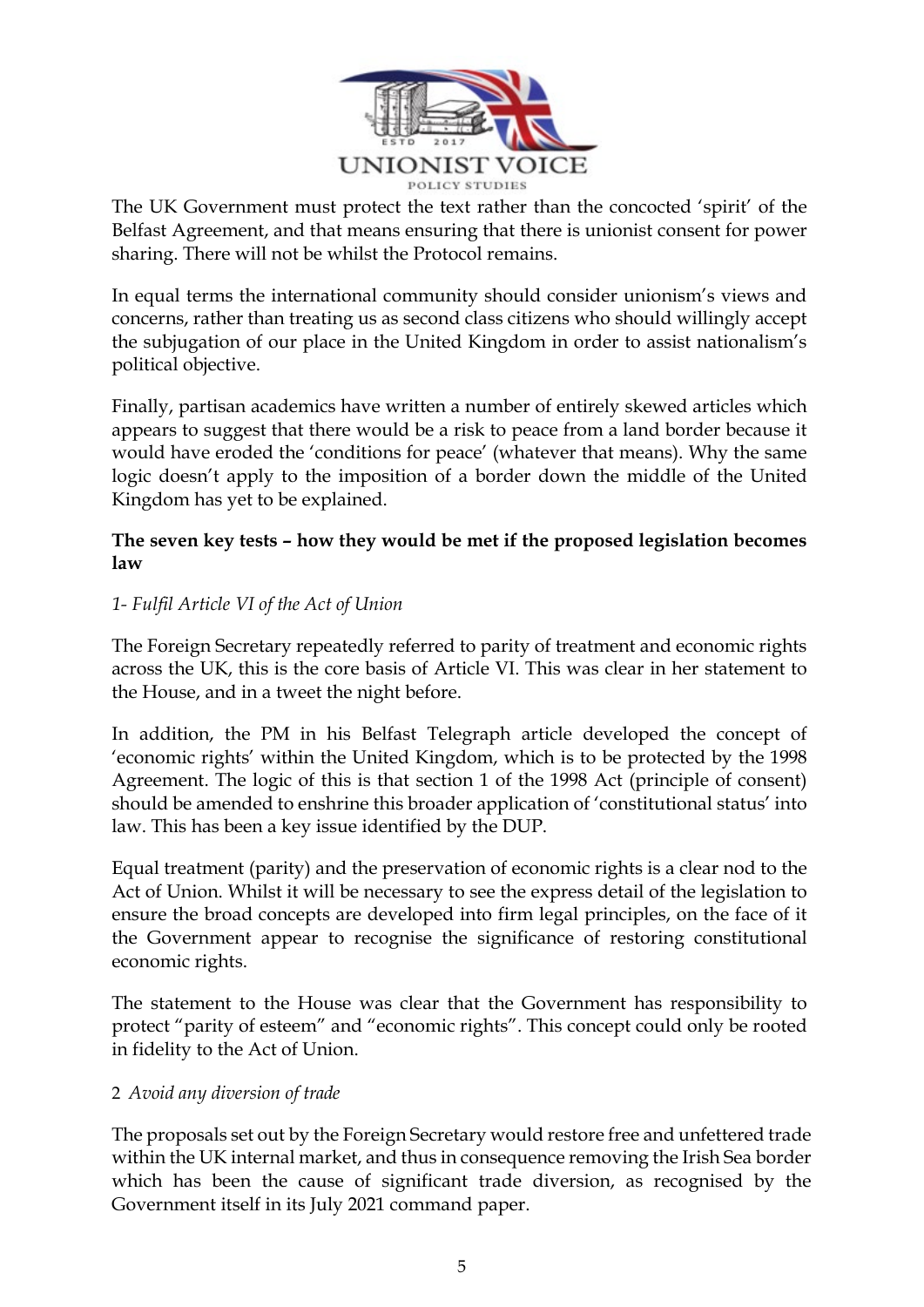The UK Government must protect the text rather than the concocted 'spirit' of the Belfast Agreement, and that means ensuring that there is unionist consent for power sharing. There will not be whilst the Protocol remains.

In equal terms the international community should consider unionism's views and concerns, rather than treating us as second class citizens who should willingly accept the subjugation of our place in the United Kingdom in order to assist nationalism's political objective.

Finally, partisan academics have written a number of entirely skewed articles which appears to suggest that there would be a risk to peace from a land border because it would have eroded the 'conditions for peace' (whatever that means). Why the same logic doesn't apply to the imposition of a border down the middle of the United Kingdom has yet to be explained.

**The seven key tests – how they would be met if the proposed legislation becomes law**

*1- Fulfil Article VI of the Act of Union*

The Foreign Secretary repeatedly referred to parity of treatment and economic rights across the UK, this is the core basis of Article VI. This was clear in her statement to the House, and in a tweet the night before.

In addition, the PM in his Belfast Telegraph article developed the concept of 'economic rights' within the United Kingdom, which is to be protected by the 1998 Agreement. The logic of this is that section 1 of the 1998 Act (principle of consent) should be amended to enshrine this broader application of 'constitutional status' into law. This has been a key issue identified by the DUP.

Equal treatment (parity) and the preservation of economic rights is a clear nod to the Act of Union. Whilst it will be necessary to see the express detail of the legislation to ensure the broad concepts are developed into firm legal principles, on the face of it the Government appear to recognise the significance of restoring constitutional economic rights.

The statement to the House was clear that the Government has responsibility to protect "parity of esteem" and "economic rights". This concept could only be rooted in fidelity to the Act of Union.

2 *Avoid any diversion of trade*

The proposals set out by the Foreign Secretary would restore free and unfettered trade within the UK internal market, and thus in consequence removing the Irish Sea border which has been the cause of significant trade diversion, as recognised by the Government itself in its July 2021 command paper.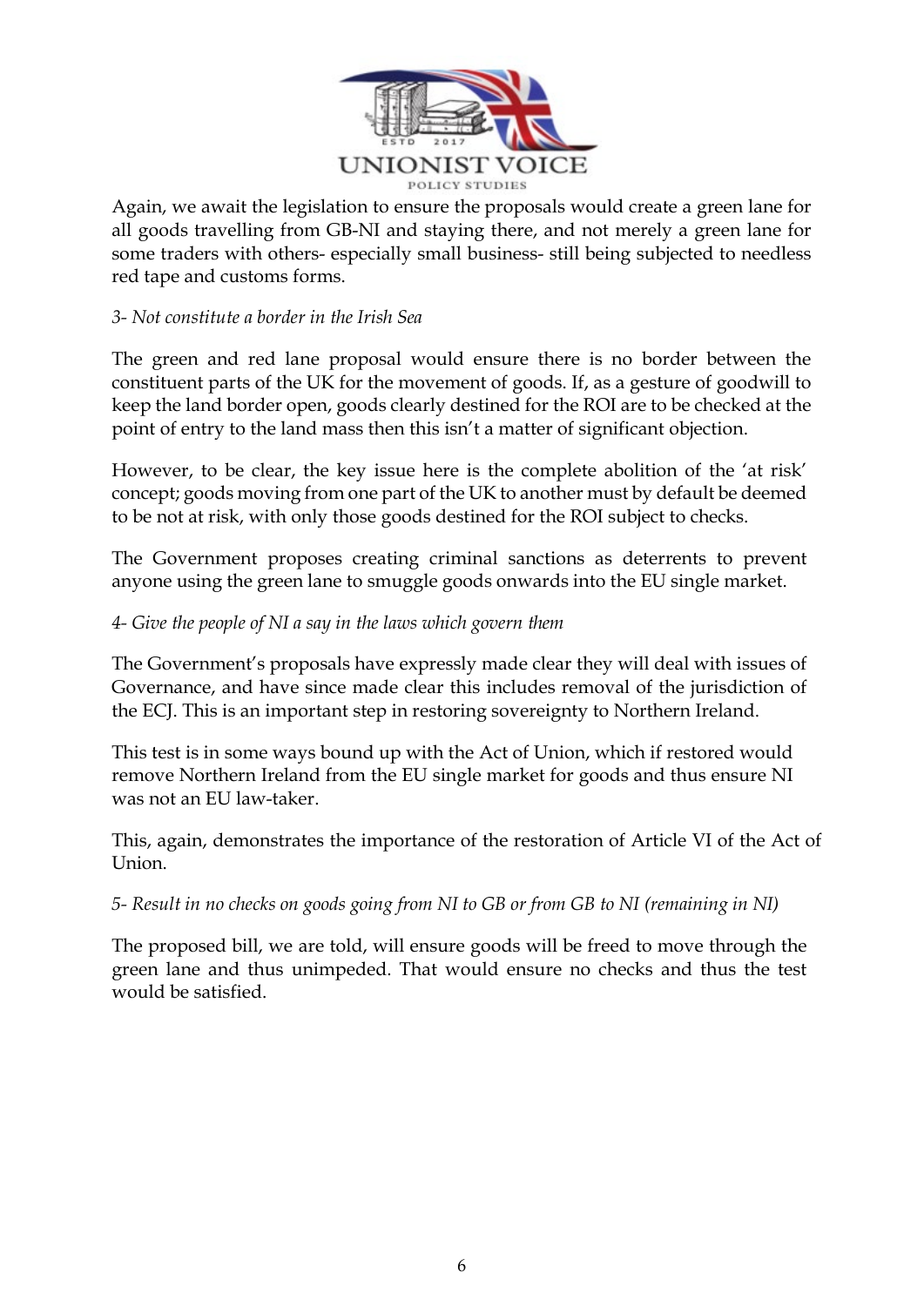Again, we await the legislation to ensure the proposals would create a green lane for all goods travelling from GB-NI and staying there, and not merely a green lane for some traders with others- especially small business- still being subjected to needless red tape and customs forms.

*3- Not constitute a border in the Irish Sea*

The green and red lane proposal would ensure there is no border between the constituent parts of the UK for the movement of goods. If, as a gesture of goodwill to keep the land border open, goods clearly destined for the ROI are to be checked at the point of entry to the land mass then this isn't a matter of significant objection.

However, to be clear, the key issue here is the complete abolition of the 'at risk' concept; goods moving from one part of the UK to another must by default be deemed to be not at risk, with only those goods destined for the ROI subject to checks.

The Government proposes creating criminal sanctions as deterrents to prevent anyone using the green lane to smuggle goods onwards into the EU single market.

*4- Give the people of NI a say in the laws which govern them*

The Government's proposals have expressly made clear they will deal with issues of Governance, and have since made clear this includes removal of the jurisdiction of the ECJ. This is an important step in restoring sovereignty to Northern Ireland.

This test is in some ways bound up with the Act of Union, which if restored would remove Northern Ireland from the EU single market for goods and thus ensure NI was not an EU law-taker.

This, again, demonstrates the importance of the restoration of Article VI of the Act of Union.

*5- Result in no checks on goods going from NI to GB or from GB to NI (remaining in NI)*

The proposed bill, we are told, will ensure goods will be freed to move through the green lane and thus unimpeded. That would ensure no checks and thus the test would be satisfied.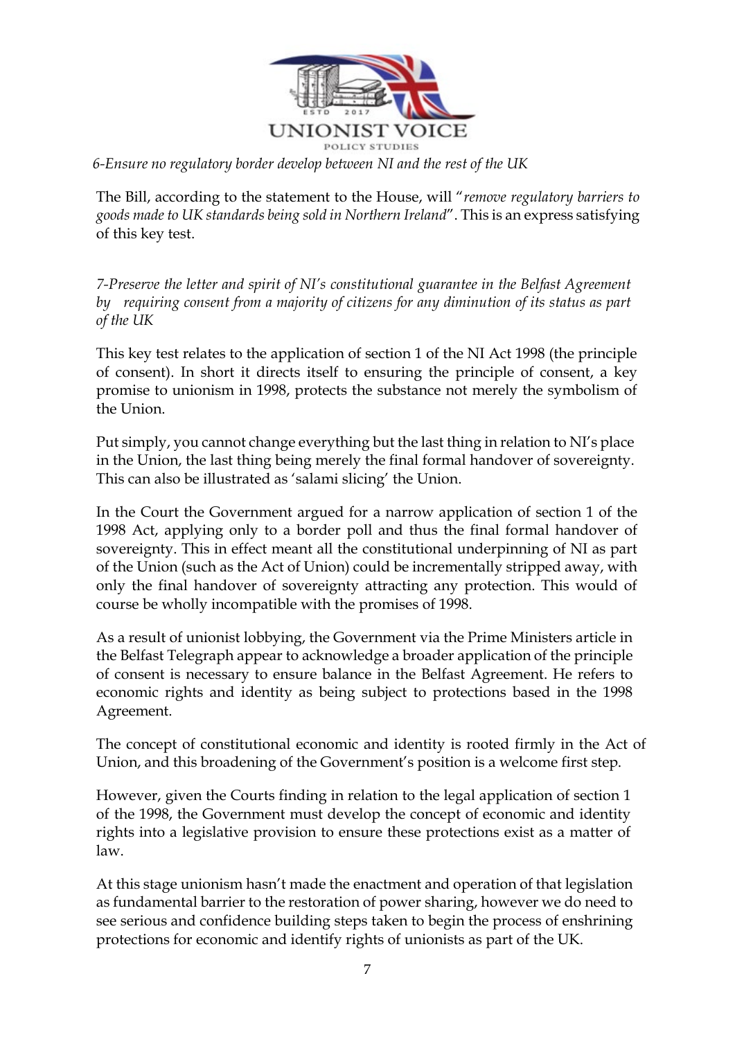*6-Ensure no regulatory border develop between NI and the rest of the UK*

The Bill, according to the statement to the House, will "*remove regulatory barriers to goods made to UK standards being sold in Northern Ireland*". This is an express satisfying of this key test.

*7-Preserve the letter and spirit of NI's constitutional guarantee in the Belfast Agreement by requiring consent from a majority of citizens for any diminution of its status as part of the UK*

This key test relates to the application of section 1 of the NI Act 1998 (the principle of consent). In short it directs itself to ensuring the principle of consent, a key promise to unionism in 1998, protects the substance not merely the symbolism of the Union.

Put simply, you cannot change everything but the last thing in relation to NI's place in the Union, the last thing being merely the final formal handover of sovereignty. This can also be illustrated as 'salami slicing' the Union.

In the Court the Government argued for a narrow application of section 1 of the 1998 Act, applying only to a border poll and thus the final formal handover of sovereignty. This in effect meant all the constitutional underpinning of NI as part of the Union (such as the Act of Union) could be incrementally stripped away, with only the final handover of sovereignty attracting any protection. This would of course be wholly incompatible with the promises of 1998.

As a result of unionist lobbying, the Government via the Prime Ministers article in the Belfast Telegraph appear to acknowledge a broader application of the principle of consent is necessary to ensure balance in the Belfast Agreement. He refers to economic rights and identity as being subject to protections based in the 1998 Agreement.

The concept of constitutional economic and identity is rooted firmly in the Act of Union, and this broadening of the Government's position is a welcome first step.

However, given the Courts finding in relation to the legal application of section 1 of the 1998, the Government must develop the concept of economic and identity rights into a legislative provision to ensure these protections exist as a matter of law.

At this stage unionism hasn't made the enactment and operation of that legislation as fundamental barrier to the restoration of power sharing, however we do need to see serious and confidence building steps taken to begin the process of enshrining protections for economic and identify rights of unionists as part of the UK.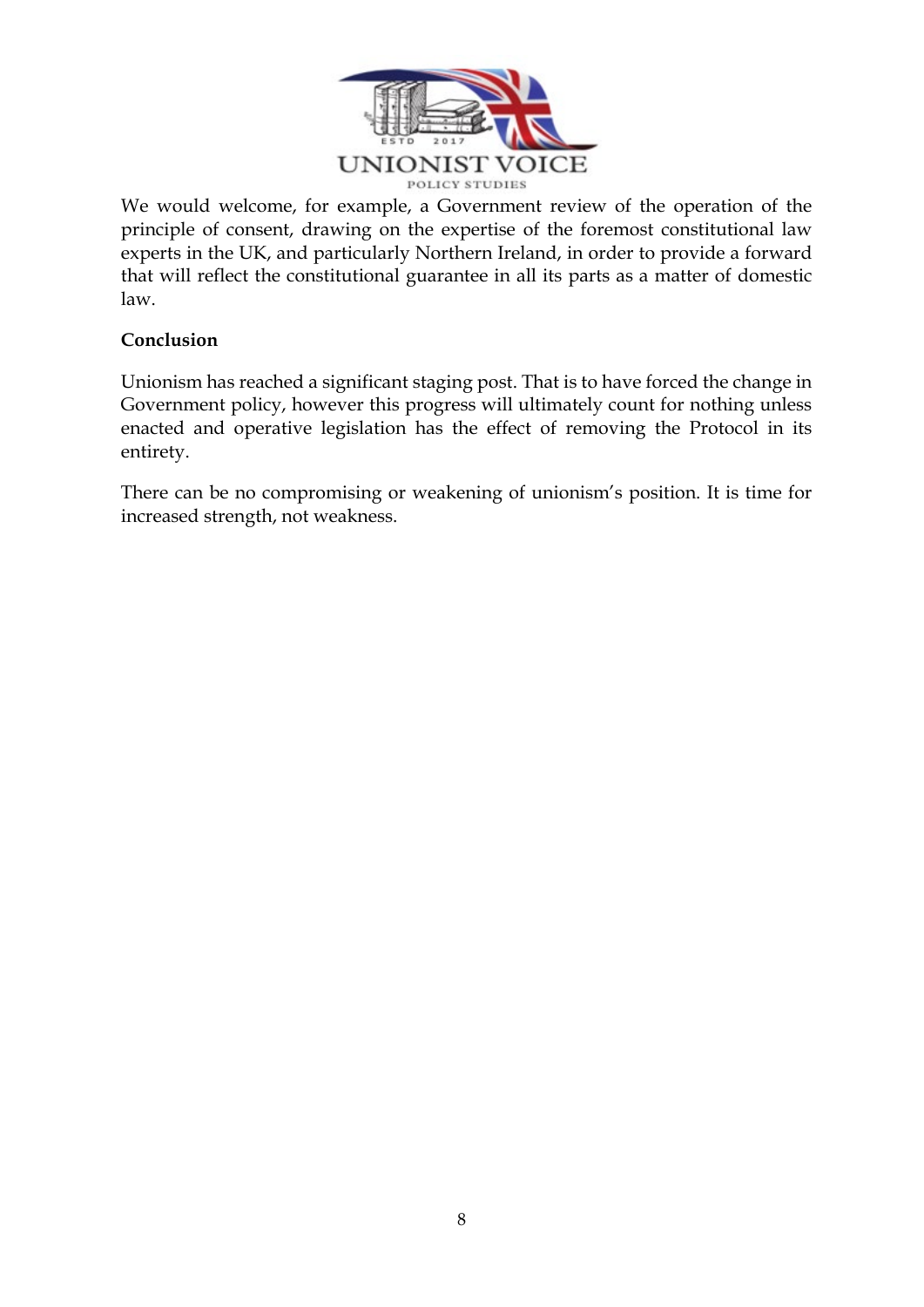We would welcome, for example, a Government review of the operation of the principle of consent, drawing on the expertise of the foremost constitutional law experts in the UK, and particularly Northern Ireland, in order to provide a forward that will reflect the constitutional guarantee in all its parts as a matter of domestic law.

**Conclusion**

Unionism has reached a significant staging post. That is to have forced the change in Government policy, however this progress will ultimately count for nothing unless enacted and operative legislation has the effect of removing the Protocol in its entirety.

There can be no compromising or weakening of unionism's position. It is time for increased strength, not weakness.